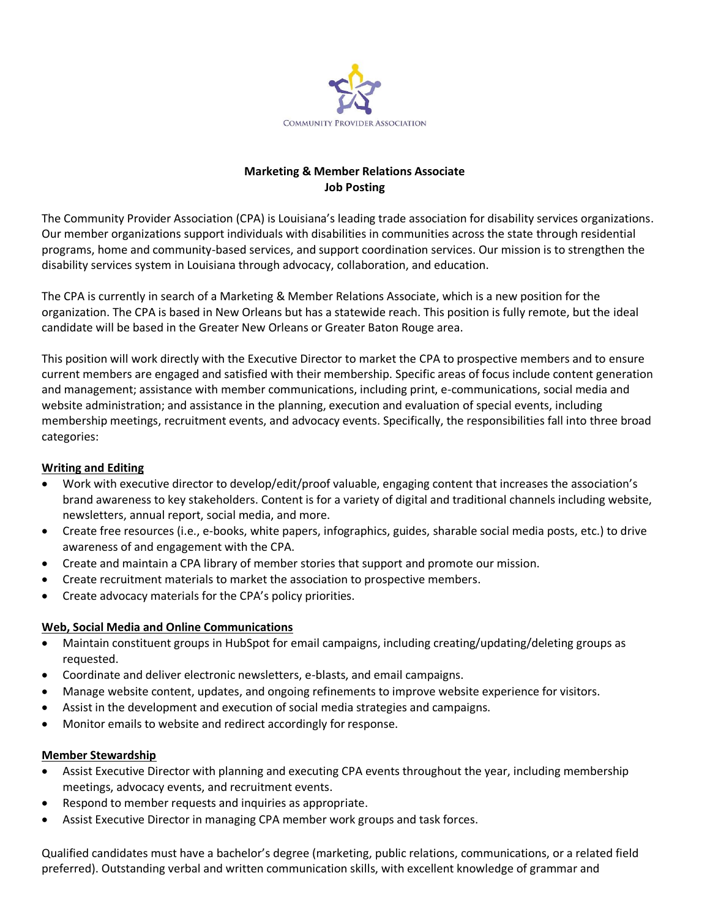COMMUNITY PROVIDER ASSOCIATION

**Marketing & Member Relations Associate**
**Job Posting**

The Community Provider Association (CPA) is Louisiana's leading trade association for disability services organizations. Our member organizations support individuals with disabilities in communities across the state through residential programs, home and community-based services, and support coordination services. Our mission is to strengthen the disability services system in Louisiana through advocacy, collaboration, and education.

The CPA is currently in search of a Marketing & Member Relations Associate, which is a new position for the organization. The CPA is based in New Orleans but has a statewide reach. This position is fully remote, but the ideal candidate will be based in the Greater New Orleans or Greater Baton Rouge area.

This position will work directly with the Executive Director to market the CPA to prospective members and to ensure current members are engaged and satisfied with their membership. Specific areas of focus include content generation and management; assistance with member communications, including print, e-communications, social media and website administration; and assistance in the planning, execution and evaluation of special events, including membership meetings, recruitment events, and advocacy events. Specifically, the responsibilities fall into three broad categories:

**Writing and Editing**

- Work with executive director to develop/edit/proof valuable, engaging content that increases the association's brand awareness to key stakeholders. Content is for a variety of digital and traditional channels including website, newsletters, annual report, social media, and more.
- Create free resources (i.e., e-books, white papers, infographics, guides, sharable social media posts, etc.) to drive awareness of and engagement with the CPA.
- Create and maintain a CPA library of member stories that support and promote our mission.
- Create recruitment materials to market the association to prospective members.
- Create advocacy materials for the CPA's policy priorities.

**Web, Social Media and Online Communications**

- Maintain constituent groups in HubSpot for email campaigns, including creating/updating/deleting groups as requested.
- Coordinate and deliver electronic newsletters, e-blasts, and email campaigns.
- Manage website content, updates, and ongoing refinements to improve website experience for visitors.
- Assist in the development and execution of social media strategies and campaigns.
- Monitor emails to website and redirect accordingly for response.

**Member Stewardship**

- Assist Executive Director with planning and executing CPA events throughout the year, including membership meetings, advocacy events, and recruitment events.
- Respond to member requests and inquiries as appropriate.
- Assist Executive Director in managing CPA member work groups and task forces.

Qualified candidates must have a bachelor's degree (marketing, public relations, communications, or a related field preferred). Outstanding verbal and written communication skills, with excellent knowledge of grammar and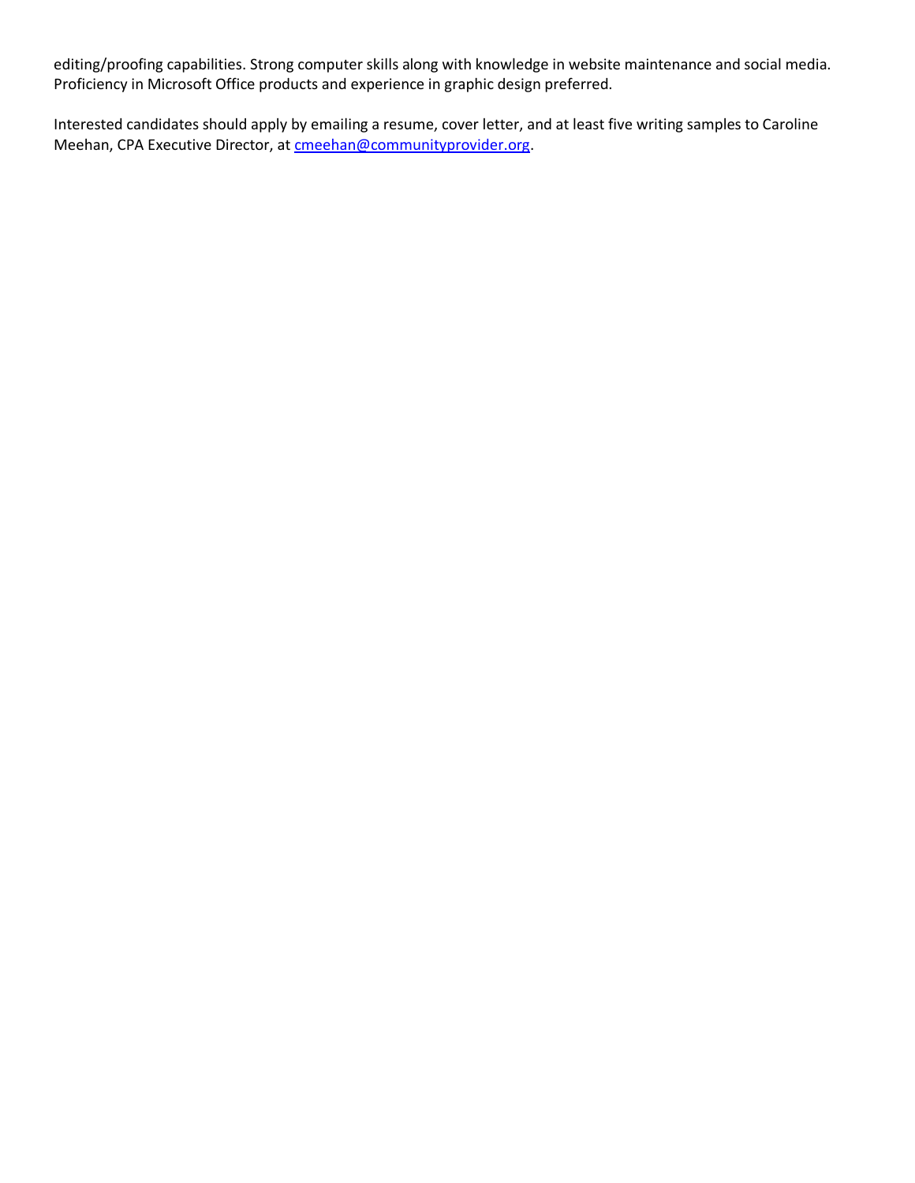editing/proofing capabilities. Strong computer skills along with knowledge in website maintenance and social media. Proficiency in Microsoft Office products and experience in graphic design preferred.

Interested candidates should apply by emailing a resume, cover letter, and at least five writing samples to Caroline Meehan, CPA Executive Director, at cmeehan@communityprovider.org.